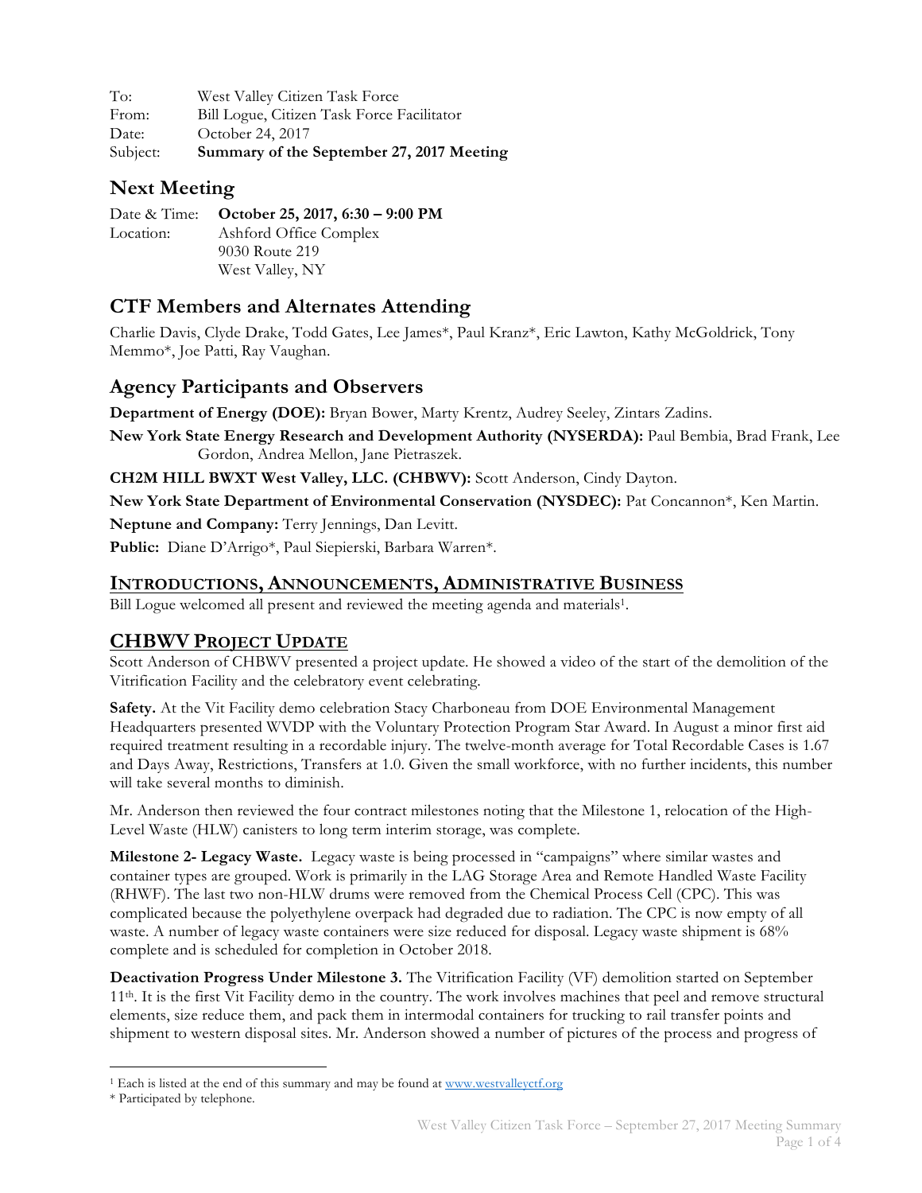To: West Valley Citizen Task Force
From: Bill Logue, Citizen Task Force Facilitator
Date: October 24, 2017
Subject: **Summary of the September 27, 2017 Meeting**

## Next Meeting

Date & Time: **October 25, 2017, 6:30 – 9:00 PM**
Location: Ashford Office Complex
9030 Route 219
West Valley, NY

## CTF Members and Alternates Attending

Charlie Davis, Clyde Drake, Todd Gates, Lee James*, Paul Kranz*, Eric Lawton, Kathy McGoldrick, Tony Memmo*, Joe Patti, Ray Vaughan.

## Agency Participants and Observers

**Department of Energy (DOE):** Bryan Bower, Marty Krentz, Audrey Seeley, Zintars Zadins.

**New York State Energy Research and Development Authority (NYSERDA):** Paul Bembia, Brad Frank, Lee Gordon, Andrea Mellon, Jane Pietraszek.

**CH2M HILL BWXT West Valley, LLC. (CHBWV):** Scott Anderson, Cindy Dayton.

**New York State Department of Environmental Conservation (NYSDEC):** Pat Concannon*, Ken Martin.

**Neptune and Company:** Terry Jennings, Dan Levitt.

**Public:** Diane D'Arrigo*, Paul Siepierski, Barbara Warren*.

## Introductions, Announcements, Administrative Business

Bill Logue welcomed all present and reviewed the meeting agenda and materials[1].

## CHBWV Project Update

Scott Anderson of CHBWV presented a project update. He showed a video of the start of the demolition of the Vitrification Facility and the celebratory event celebrating.

**Safety.** At the Vit Facility demo celebration Stacy Charboneau from DOE Environmental Management Headquarters presented WVDP with the Voluntary Protection Program Star Award. In August a minor first aid required treatment resulting in a recordable injury. The twelve-month average for Total Recordable Cases is 1.67 and Days Away, Restrictions, Transfers at 1.0. Given the small workforce, with no further incidents, this number will take several months to diminish.

Mr. Anderson then reviewed the four contract milestones noting that the Milestone 1, relocation of the High-Level Waste (HLW) canisters to long term interim storage, was complete.

**Milestone 2- Legacy Waste.** Legacy waste is being processed in "campaigns" where similar wastes and container types are grouped. Work is primarily in the LAG Storage Area and Remote Handled Waste Facility (RHWF). The last two non-HLW drums were removed from the Chemical Process Cell (CPC). This was complicated because the polyethylene overpack had degraded due to radiation. The CPC is now empty of all waste. A number of legacy waste containers were size reduced for disposal. Legacy waste shipment is 68% complete and is scheduled for completion in October 2018.

**Deactivation Progress Under Milestone 3.** The Vitrification Facility (VF) demolition started on September 11th. It is the first Vit Facility demo in the country. The work involves machines that peel and remove structural elements, size reduce them, and pack them in intermodal containers for trucking to rail transfer points and shipment to western disposal sites. Mr. Anderson showed a number of pictures of the process and progress of

---

[1] Each is listed at the end of this summary and may be found at www.westvalleyctf.org

\* Participated by telephone.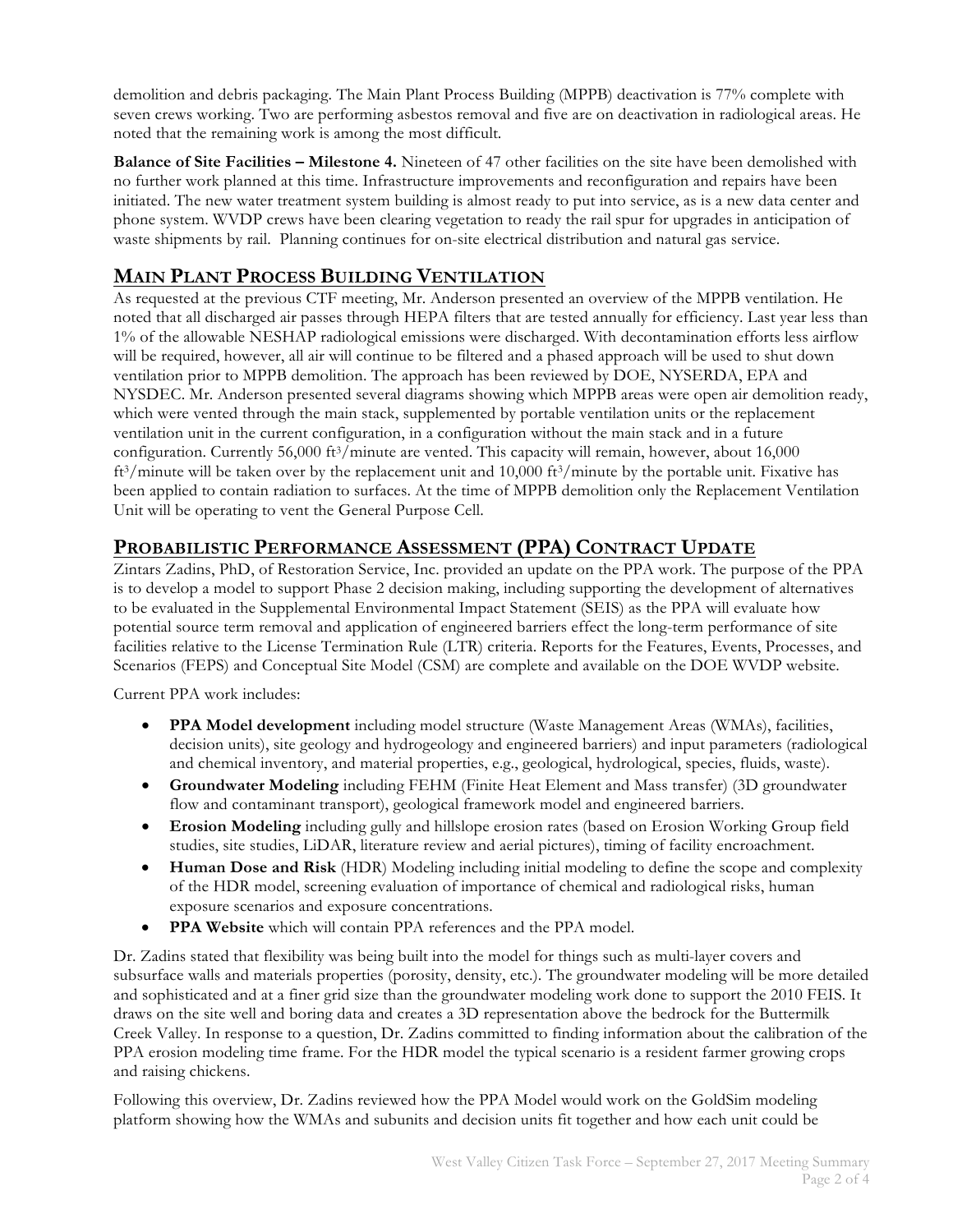demolition and debris packaging. The Main Plant Process Building (MPPB) deactivation is 77% complete with seven crews working. Two are performing asbestos removal and five are on deactivation in radiological areas. He noted that the remaining work is among the most difficult.

**Balance of Site Facilities – Milestone 4.** Nineteen of 47 other facilities on the site have been demolished with no further work planned at this time. Infrastructure improvements and reconfiguration and repairs have been initiated. The new water treatment system building is almost ready to put into service, as is a new data center and phone system. WVDP crews have been clearing vegetation to ready the rail spur for upgrades in anticipation of waste shipments by rail. Planning continues for on-site electrical distribution and natural gas service.

## MAIN PLANT PROCESS BUILDING VENTILATION

As requested at the previous CTF meeting, Mr. Anderson presented an overview of the MPPB ventilation. He noted that all discharged air passes through HEPA filters that are tested annually for efficiency. Last year less than 1% of the allowable NESHAP radiological emissions were discharged. With decontamination efforts less airflow will be required, however, all air will continue to be filtered and a phased approach will be used to shut down ventilation prior to MPPB demolition. The approach has been reviewed by DOE, NYSERDA, EPA and NYSDEC. Mr. Anderson presented several diagrams showing which MPPB areas were open air demolition ready, which were vented through the main stack, supplemented by portable ventilation units or the replacement ventilation unit in the current configuration, in a configuration without the main stack and in a future configuration. Currently 56,000 $ft^3$/minute are vented. This capacity will remain, however, about 16,000 $ft^3$/minute will be taken over by the replacement unit and 10,000 $ft^3$/minute by the portable unit. Fixative has been applied to contain radiation to surfaces. At the time of MPPB demolition only the Replacement Ventilation Unit will be operating to vent the General Purpose Cell.

## PROBABILISTIC PERFORMANCE ASSESSMENT (PPA) CONTRACT UPDATE

Zintars Zadins, PhD, of Restoration Service, Inc. provided an update on the PPA work. The purpose of the PPA is to develop a model to support Phase 2 decision making, including supporting the development of alternatives to be evaluated in the Supplemental Environmental Impact Statement (SEIS) as the PPA will evaluate how potential source term removal and application of engineered barriers effect the long-term performance of site facilities relative to the License Termination Rule (LTR) criteria. Reports for the Features, Events, Processes, and Scenarios (FEPS) and Conceptual Site Model (CSM) are complete and available on the DOE WVDP website.

Current PPA work includes:

- **PPA Model development** including model structure (Waste Management Areas (WMAs), facilities, decision units), site geology and hydrogeology and engineered barriers) and input parameters (radiological and chemical inventory, and material properties, e.g., geological, hydrological, species, fluids, waste).
- **Groundwater Modeling** including FEHM (Finite Heat Element and Mass transfer) (3D groundwater flow and contaminant transport), geological framework model and engineered barriers.
- **Erosion Modeling** including gully and hillslope erosion rates (based on Erosion Working Group field studies, site studies, LiDAR, literature review and aerial pictures), timing of facility encroachment.
- **Human Dose and Risk** (HDR) Modeling including initial modeling to define the scope and complexity of the HDR model, screening evaluation of importance of chemical and radiological risks, human exposure scenarios and exposure concentrations.
- **PPA Website** which will contain PPA references and the PPA model.

Dr. Zadins stated that flexibility was being built into the model for things such as multi-layer covers and subsurface walls and materials properties (porosity, density, etc.). The groundwater modeling will be more detailed and sophisticated and at a finer grid size than the groundwater modeling work done to support the 2010 FEIS. It draws on the site well and boring data and creates a 3D representation above the bedrock for the Buttermilk Creek Valley. In response to a question, Dr. Zadins committed to finding information about the calibration of the PPA erosion modeling time frame. For the HDR model the typical scenario is a resident farmer growing crops and raising chickens.

Following this overview, Dr. Zadins reviewed how the PPA Model would work on the GoldSim modeling platform showing how the WMAs and subunits and decision units fit together and how each unit could be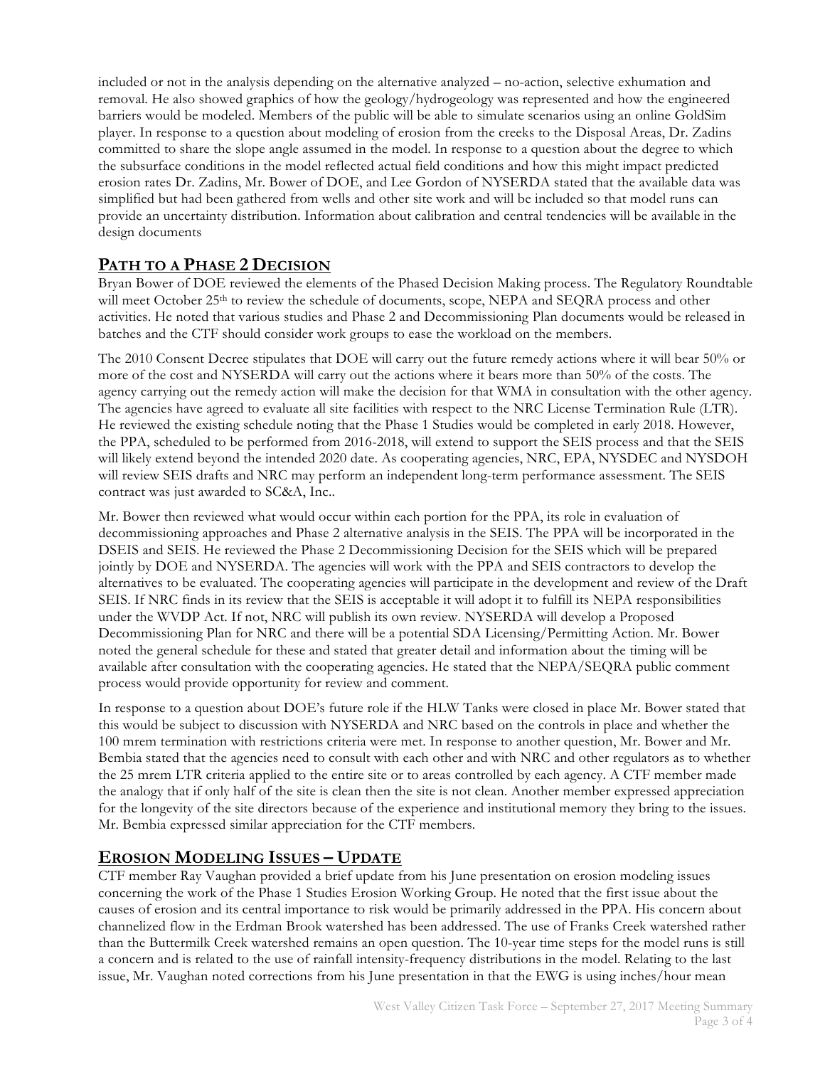included or not in the analysis depending on the alternative analyzed – no-action, selective exhumation and removal. He also showed graphics of how the geology/hydrogeology was represented and how the engineered barriers would be modeled. Members of the public will be able to simulate scenarios using an online GoldSim player. In response to a question about modeling of erosion from the creeks to the Disposal Areas, Dr. Zadins committed to share the slope angle assumed in the model. In response to a question about the degree to which the subsurface conditions in the model reflected actual field conditions and how this might impact predicted erosion rates Dr. Zadins, Mr. Bower of DOE, and Lee Gordon of NYSERDA stated that the available data was simplified but had been gathered from wells and other site work and will be included so that model runs can provide an uncertainty distribution. Information about calibration and central tendencies will be available in the design documents

## PATH TO A PHASE 2 DECISION

Bryan Bower of DOE reviewed the elements of the Phased Decision Making process. The Regulatory Roundtable will meet October 25th to review the schedule of documents, scope, NEPA and SEQRA process and other activities. He noted that various studies and Phase 2 and Decommissioning Plan documents would be released in batches and the CTF should consider work groups to ease the workload on the members.

The 2010 Consent Decree stipulates that DOE will carry out the future remedy actions where it will bear 50% or more of the cost and NYSERDA will carry out the actions where it bears more than 50% of the costs. The agency carrying out the remedy action will make the decision for that WMA in consultation with the other agency. The agencies have agreed to evaluate all site facilities with respect to the NRC License Termination Rule (LTR). He reviewed the existing schedule noting that the Phase 1 Studies would be completed in early 2018. However, the PPA, scheduled to be performed from 2016-2018, will extend to support the SEIS process and that the SEIS will likely extend beyond the intended 2020 date. As cooperating agencies, NRC, EPA, NYSDEC and NYSDOH will review SEIS drafts and NRC may perform an independent long-term performance assessment. The SEIS contract was just awarded to SC&A, Inc..

Mr. Bower then reviewed what would occur within each portion for the PPA, its role in evaluation of decommissioning approaches and Phase 2 alternative analysis in the SEIS. The PPA will be incorporated in the DSEIS and SEIS. He reviewed the Phase 2 Decommissioning Decision for the SEIS which will be prepared jointly by DOE and NYSERDA. The agencies will work with the PPA and SEIS contractors to develop the alternatives to be evaluated. The cooperating agencies will participate in the development and review of the Draft SEIS. If NRC finds in its review that the SEIS is acceptable it will adopt it to fulfill its NEPA responsibilities under the WVDP Act. If not, NRC will publish its own review. NYSERDA will develop a Proposed Decommissioning Plan for NRC and there will be a potential SDA Licensing/Permitting Action. Mr. Bower noted the general schedule for these and stated that greater detail and information about the timing will be available after consultation with the cooperating agencies. He stated that the NEPA/SEQRA public comment process would provide opportunity for review and comment.

In response to a question about DOE's future role if the HLW Tanks were closed in place Mr. Bower stated that this would be subject to discussion with NYSERDA and NRC based on the controls in place and whether the 100 mrem termination with restrictions criteria were met. In response to another question, Mr. Bower and Mr. Bembia stated that the agencies need to consult with each other and with NRC and other regulators as to whether the 25 mrem LTR criteria applied to the entire site or to areas controlled by each agency. A CTF member made the analogy that if only half of the site is clean then the site is not clean. Another member expressed appreciation for the longevity of the site directors because of the experience and institutional memory they bring to the issues. Mr. Bembia expressed similar appreciation for the CTF members.

## EROSION MODELING ISSUES – UPDATE

CTF member Ray Vaughan provided a brief update from his June presentation on erosion modeling issues concerning the work of the Phase 1 Studies Erosion Working Group. He noted that the first issue about the causes of erosion and its central importance to risk would be primarily addressed in the PPA. His concern about channelized flow in the Erdman Brook watershed has been addressed. The use of Franks Creek watershed rather than the Buttermilk Creek watershed remains an open question. The 10-year time steps for the model runs is still a concern and is related to the use of rainfall intensity-frequency distributions in the model. Relating to the last issue, Mr. Vaughan noted corrections from his June presentation in that the EWG is using inches/hour mean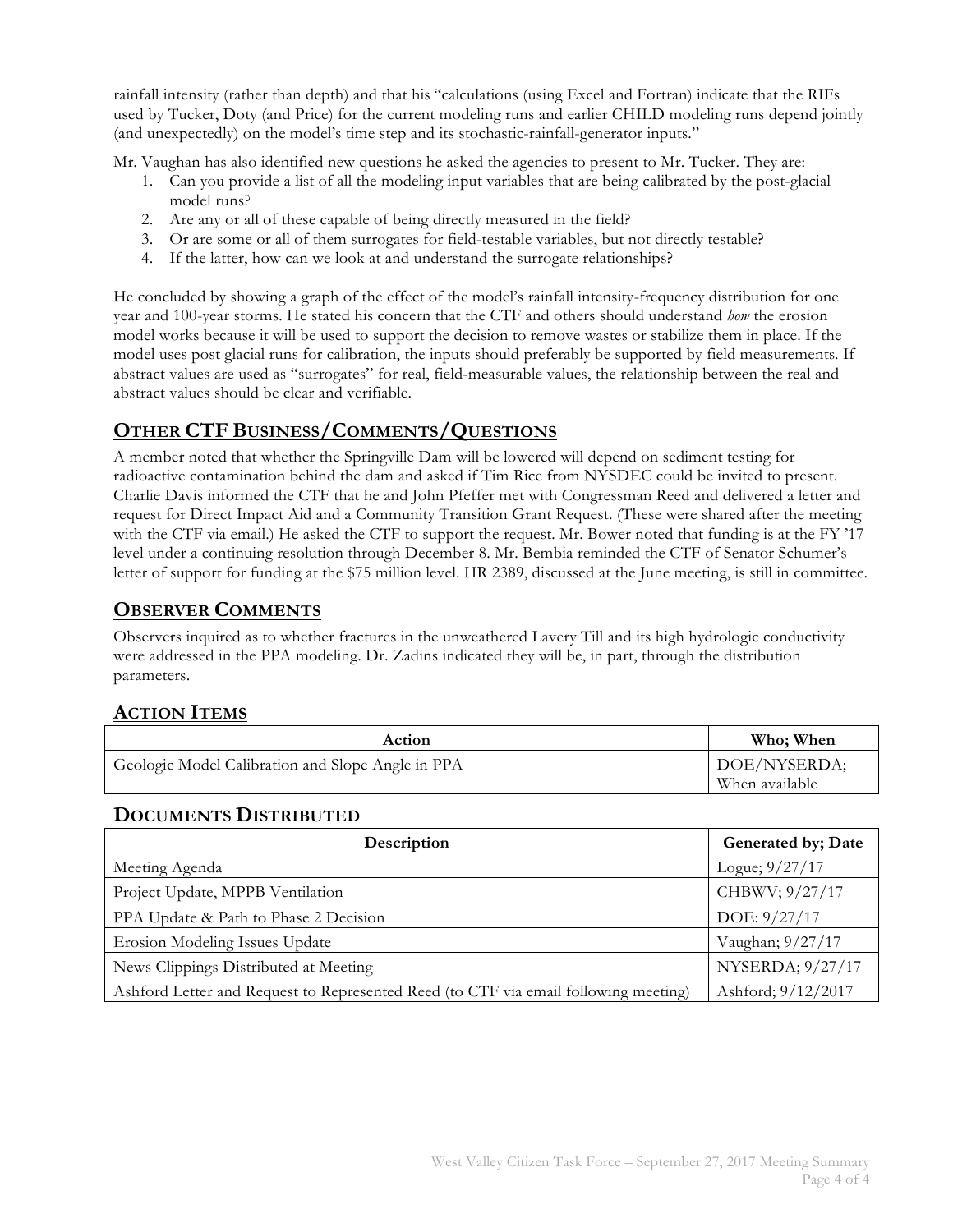rainfall intensity (rather than depth) and that his "calculations (using Excel and Fortran) indicate that the RIFs used by Tucker, Doty (and Price) for the current modeling runs and earlier CHILD modeling runs depend jointly (and unexpectedly) on the model's time step and its stochastic-rainfall-generator inputs."

Mr. Vaughan has also identified new questions he asked the agencies to present to Mr. Tucker. They are:

1. Can you provide a list of all the modeling input variables that are being calibrated by the post-glacial model runs?
2. Are any or all of these capable of being directly measured in the field?
3. Or are some or all of them surrogates for field-testable variables, but not directly testable?
4. If the latter, how can we look at and understand the surrogate relationships?

He concluded by showing a graph of the effect of the model's rainfall intensity-frequency distribution for one year and 100-year storms. He stated his concern that the CTF and others should understand *how* the erosion model works because it will be used to support the decision to remove wastes or stabilize them in place. If the model uses post glacial runs for calibration, the inputs should preferably be supported by field measurements. If abstract values are used as "surrogates" for real, field-measurable values, the relationship between the real and abstract values should be clear and verifiable.

## OTHER CTF BUSINESS/COMMENTS/QUESTIONS

A member noted that whether the Springville Dam will be lowered will depend on sediment testing for radioactive contamination behind the dam and asked if Tim Rice from NYSDEC could be invited to present. Charlie Davis informed the CTF that he and John Pfeffer met with Congressman Reed and delivered a letter and request for Direct Impact Aid and a Community Transition Grant Request. (These were shared after the meeting with the CTF via email.) He asked the CTF to support the request. Mr. Bower noted that funding is at the FY '17 level under a continuing resolution through December 8. Mr. Bembia reminded the CTF of Senator Schumer's letter of support for funding at the $75 million level. HR 2389, discussed at the June meeting, is still in committee.

## OBSERVER COMMENTS

Observers inquired as to whether fractures in the unweathered Lavery Till and its high hydrologic conductivity were addressed in the PPA modeling. Dr. Zadins indicated they will be, in part, through the distribution parameters.

## ACTION ITEMS

| Action | Who; When |
|---|---|
| Geologic Model Calibration and Slope Angle in PPA | DOE/NYSERDA; When available |

## DOCUMENTS DISTRIBUTED

| Description | Generated by; Date |
|---|---|
| Meeting Agenda | Logue; 9/27/17 |
| Project Update, MPPB Ventilation | CHBWV; 9/27/17 |
| PPA Update & Path to Phase 2 Decision | DOE: 9/27/17 |
| Erosion Modeling Issues Update | Vaughan; 9/27/17 |
| News Clippings Distributed at Meeting | NYSERDA; 9/27/17 |
| Ashford Letter and Request to Represented Reed (to CTF via email following meeting) | Ashford; 9/12/2017 |